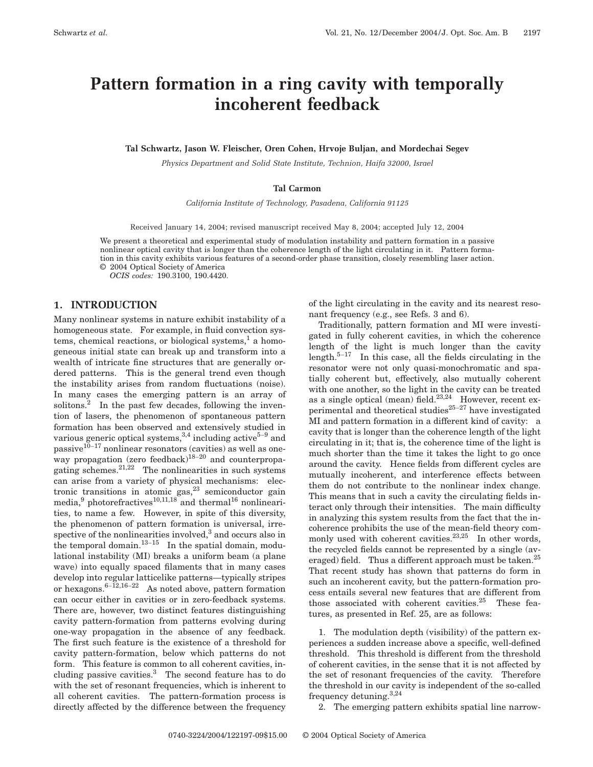# Pattern formation in a ring cavity with temporally incoherent feedback

**Tal Schwartz, Jason W. Fleischer, Oren Cohen, Hrvoje Buljan, and Mordechai Segev**

*Physics Department and Solid State Institute, Technion, Haifa 32000, Israel*

**Tal Carmon**

*California Institute of Technology, Pasadena, California 91125*

Received January 14, 2004; revised manuscript received May 8, 2004; accepted July 12, 2004

We present a theoretical and experimental study of modulation instability and pattern formation in a passive nonlinear optical cavity that is longer than the coherence length of the light circulating in it. Pattern formation in this cavity exhibits various features of a second-order phase transition, closely resembling laser action. © 2004 Optical Society of America

*OCIS codes:* 190.3100, 190.4420.

## 1. INTRODUCTION

Many nonlinear systems in nature exhibit instability of a homogeneous state. For example, in fluid convection systems, chemical reactions, or biological systems,[1] a homogeneous initial state can break up and transform into a wealth of intricate fine structures that are generally ordered patterns. This is the general trend even though the instability arises from random fluctuations (noise). In many cases the emerging pattern is an array of solitons.[2] In the past few decades, following the invention of lasers, the phenomenon of spontaneous pattern formation has been observed and extensively studied in various generic optical systems,[3,4] including active[5–9] and passive[10–17] nonlinear resonators (cavities) as well as one-way propagation (zero feedback)[18–20] and counterpropagating schemes.[21,22] The nonlinearities in such systems can arise from a variety of physical mechanisms: electronic transitions in atomic gas,[23] semiconductor gain media,[9] photorefractives[10,11,18] and thermal[16] nonlinearities, to name a few. However, in spite of this diversity, the phenomenon of pattern formation is universal, irrespective of the nonlinearities involved,[3] and occurs also in the temporal domain.[13–15] In the spatial domain, modulational instability (MI) breaks a uniform beam (a plane wave) into equally spaced filaments that in many cases develop into regular latticelike patterns—typically stripes or hexagons.[6–12,16–22] As noted above, pattern formation can occur either in cavities or in zero-feedback systems. There are, however, two distinct features distinguishing cavity pattern-formation from patterns evolving during one-way propagation in the absence of any feedback. The first such feature is the existence of a threshold for cavity pattern-formation, below which patterns do not form. This feature is common to all coherent cavities, including passive cavities.[3] The second feature has to do with the set of resonant frequencies, which is inherent to all coherent cavities. The pattern-formation process is directly affected by the difference between the frequency of the light circulating in the cavity and its nearest resonant frequency (e.g., see Refs. 3 and 6).

Traditionally, pattern formation and MI were investigated in fully coherent cavities, in which the coherence length of the light is much longer than the cavity length.[5–17] In this case, all the fields circulating in the resonator were not only quasi-monochromatic and spatially coherent but, effectively, also mutually coherent with one another, so the light in the cavity can be treated as a single optical (mean) field.[23,24] However, recent experimental and theoretical studies[25–27] have investigated MI and pattern formation in a different kind of cavity: a cavity that is longer than the coherence length of the light circulating in it; that is, the coherence time of the light is much shorter than the time it takes the light to go once around the cavity. Hence fields from different cycles are mutually incoherent, and interference effects between them do not contribute to the nonlinear index change. This means that in such a cavity the circulating fields interact only through their intensities. The main difficulty in analyzing this system results from the fact that the incoherence prohibits the use of the mean-field theory commonly used with coherent cavities.[23,25] In other words, the recycled fields cannot be represented by a single (averaged) field. Thus a different approach must be taken.[25] That recent study has shown that patterns do form in such an incoherent cavity, but the pattern-formation process entails several new features that are different from those associated with coherent cavities.[25] These features, as presented in Ref. 25, are as follows:

1. The modulation depth (visibility) of the pattern experiences a sudden increase above a specific, well-defined threshold. This threshold is different from the threshold of coherent cavities, in the sense that it is not affected by the set of resonant frequencies of the cavity. Therefore the threshold in our cavity is independent of the so-called frequency detuning.[3,24]
2. The emerging pattern exhibits spatial line narrow-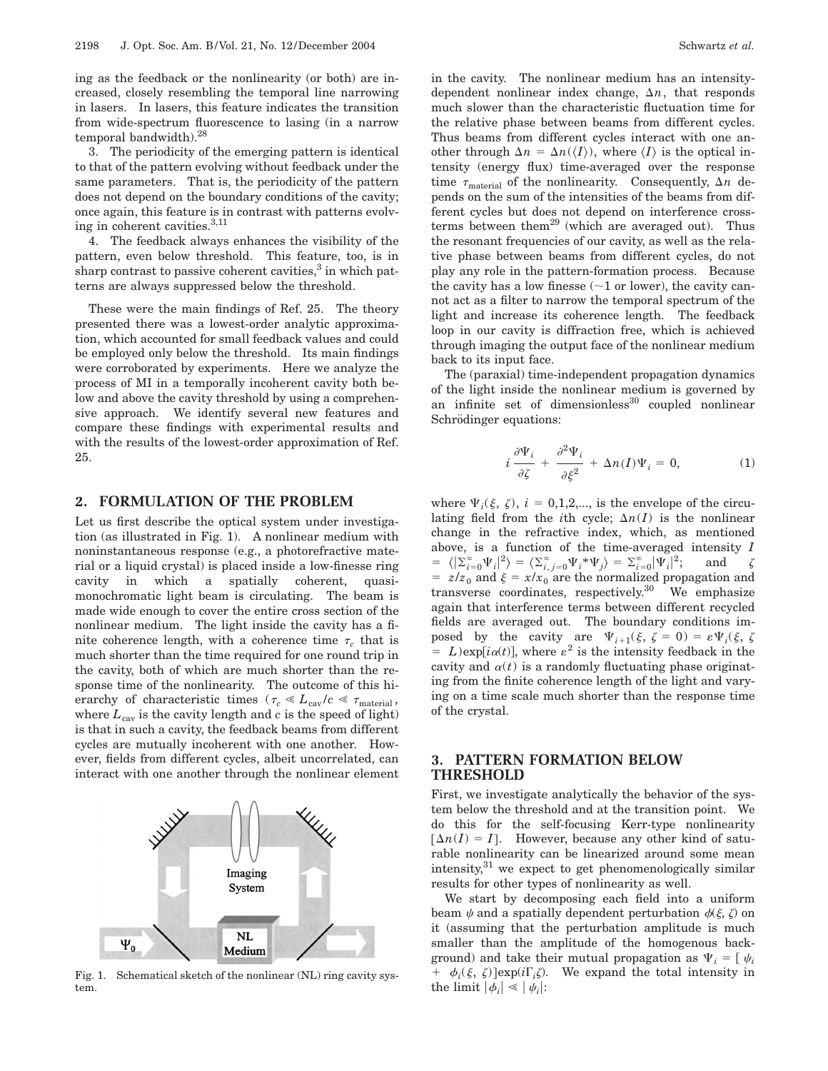ing as the feedback or the nonlinearity (or both) are increased, closely resembling the temporal line narrowing in lasers. In lasers, this feature indicates the transition from wide-spectrum fluorescence to lasing (in a narrow temporal bandwidth).[28]

3. The periodicity of the emerging pattern is identical to that of the pattern evolving without feedback under the same parameters. That is, the periodicity of the pattern does not depend on the boundary conditions of the cavity; once again, this feature is in contrast with patterns evolving in coherent cavities.[3,11]

4. The feedback always enhances the visibility of the pattern, even below threshold. This feature, too, is in sharp contrast to passive coherent cavities,[3] in which patterns are always suppressed below the threshold.

These were the main findings of Ref. 25. The theory presented there was a lowest-order analytic approximation, which accounted for small feedback values and could be employed only below the threshold. Its main findings were corroborated by experiments. Here we analyze the process of MI in a temporally incoherent cavity both below and above the cavity threshold by using a comprehensive approach. We identify several new features and compare these findings with experimental results and with the results of the lowest-order approximation of Ref. 25.

## 2. FORMULATION OF THE PROBLEM

Let us first describe the optical system under investigation (as illustrated in Fig. 1). A nonlinear medium with noninstantaneous response (e.g., a photorefractive material or a liquid crystal) is placed inside a low-finesse ring cavity in which a spatially coherent, quasi-monochromatic light beam is circulating. The beam is made wide enough to cover the entire cross section of the nonlinear medium. The light inside the cavity has a finite coherence length, with a coherence time $\tau_c$ that is much shorter than the time required for one round trip in the cavity, both of which are much shorter than the response time of the nonlinearity. The outcome of this hierarchy of characteristic times ($\tau_c \ll L_{\text{cav}}/c \ll \tau_{\text{material}}$, where $L_{\text{cav}}$ is the cavity length and $c$ is the speed of light) is that in such a cavity, the feedback beams from different cycles are mutually incoherent with one another. However, fields from different cycles, albeit uncorrelated, can interact with one another through the nonlinear element in the cavity. The nonlinear medium has an intensity-dependent nonlinear index change, $\Delta n$, that responds much slower than the characteristic fluctuation time for the relative phase between beams from different cycles. Thus beams from different cycles interact with one another through $\Delta n = \Delta n(\langle I \rangle)$, where $\langle I \rangle$ is the optical intensity (energy flux) time-averaged over the response time $\tau_{\text{material}}$ of the nonlinearity. Consequently, $\Delta n$ depends on the sum of the intensities of the beams from different cycles but does not depend on interference cross-terms between them[29] (which are averaged out). Thus the resonant frequencies of our cavity, as well as the relative phase between beams from different cycles, do not play any role in the pattern-formation process. Because the cavity has a low finesse (~1 or lower), the cavity cannot act as a filter to narrow the temporal spectrum of the light and increase its coherence length. The feedback loop in our cavity is diffraction free, which is achieved through imaging the output face of the nonlinear medium back to its input face.

Fig. 1. Schematical sketch of the nonlinear (NL) ring cavity system.

The (paraxial) time-independent propagation dynamics of the light inside the nonlinear medium is governed by an infinite set of dimensionless[30] coupled nonlinear Schrödinger equations:

$$i\frac{\partial \Psi_i}{\partial \zeta} + \frac{\partial^2 \Psi_i}{\partial \xi^2} + \Delta n(I)\Psi_i = 0, \tag{1}$$

where $\Psi_i(\xi, \zeta)$, $i = 0,1,2,...$, is the envelope of the circulating field from the $i$th cycle; $\Delta n(I)$ is the nonlinear change in the refractive index, which, as mentioned above, is a function of the time-averaged intensity $I = \langle |\Sigma_{i=0}^{\infty}\Psi_i|^2 \rangle = \langle \Sigma_{i,j=0}^{\infty}\Psi_i{}^*\Psi_j \rangle = \Sigma_{i=0}^{\infty}|\Psi_i|^2$; and $\zeta = z/z_0$ and $\xi = x/x_0$ are the normalized propagation and transverse coordinates, respectively.[30] We emphasize again that interference terms between different recycled fields are averaged out. The boundary conditions imposed by the cavity are $\Psi_{i+1}(\xi, \zeta = 0) = \varepsilon\Psi_i(\xi, \zeta = L)\exp[i\alpha(t)]$, where $\varepsilon^2$ is the intensity feedback in the cavity and $\alpha(t)$ is a randomly fluctuating phase originating from the finite coherence length of the light and varying on a time scale much shorter than the response time of the crystal.

## 3. PATTERN FORMATION BELOW THRESHOLD

First, we investigate analytically the behavior of the system below the threshold and at the transition point. We do this for the self-focusing Kerr-type nonlinearity $[\Delta n(I) = I]$. However, because any other kind of saturable nonlinearity can be linearized around some mean intensity,[31] we expect to get phenomenologically similar results for other types of nonlinearity as well.

We start by decomposing each field into a uniform beam $\psi$ and a spatially dependent perturbation $\phi(\xi, \zeta)$ on it (assuming that the perturbation amplitude is much smaller than the amplitude of the homogenous background) and take their mutual propagation as $\Psi_i = [\psi_i + \phi_i(\xi, \zeta)]\exp(i\Gamma_i\zeta)$. We expand the total intensity in the limit $|\phi_i| \ll |\psi_i|$: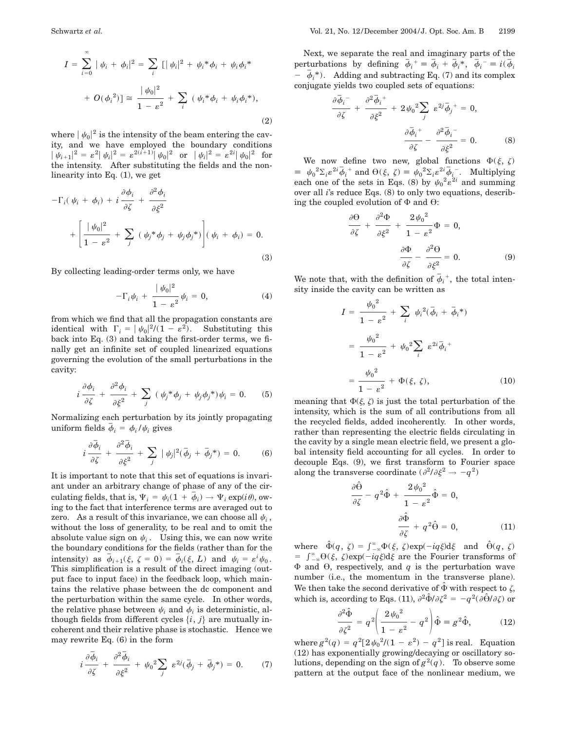$$I = \sum_{i=0}^{\infty} |\psi_i + \phi_i|^2 = \sum_i [|\psi_i|^2 + \psi_i^*\phi_i + \psi_i\phi_i^* + O(\phi_i^2)] \cong \frac{|\psi_0|^2}{1-\varepsilon^2} + \sum_i (\psi_i^*\phi_i + \psi_i\phi_i^*), \tag{2}$$

where $|\psi_0|^2$ is the intensity of the beam entering the cavity, and we have employed the boundary conditions $|\psi_{i+1}|^2 = \varepsilon^2|\psi_i|^2 = \varepsilon^{2(i+1)}|\psi_0|^2$ or $|\psi_i|^2 = \varepsilon^{2i}|\psi_0|^2$ for the intensity. After substituting the fields and the nonlinearity into Eq. (1), we get

$$-\Gamma_i(\psi_i + \phi_i) + i\frac{\partial \phi_i}{\partial \zeta} + \frac{\partial^2 \phi_i}{\partial \xi^2} + \left[\frac{|\psi_0|^2}{1-\varepsilon^2} + \sum_j (\psi_j^*\phi_j + \psi_j\phi_j^*)\right](\psi_i + \phi_i) = 0. \tag{3}$$

By collecting leading-order terms only, we have

$$-\Gamma_i\psi_i + \frac{|\psi_0|^2}{1-\varepsilon^2}\psi_i = 0, \tag{4}$$

from which we find that all the propagation constants are identical with $\Gamma_i = |\psi_0|^2/(1-\varepsilon^2)$. Substituting this back into Eq. (3) and taking the first-order terms, we finally get an infinite set of coupled linearized equations governing the evolution of the small perturbations in the cavity:

$$i\frac{\partial \phi_i}{\partial \zeta} + \frac{\partial^2 \phi_i}{\partial \xi^2} + \sum_j (\psi_j^*\phi_j + \psi_j\phi_j^*)\psi_i = 0. \tag{5}$$

Normalizing each perturbation by its jointly propagating uniform fields $\bar{\phi}_i = \phi_i/\psi_i$ gives

$$i\frac{\partial \bar{\phi}_i}{\partial \zeta} + \frac{\partial^2 \bar{\phi}_i}{\partial \xi^2} + \sum_j |\psi_j|^2(\bar{\phi}_j + \bar{\phi}_j^*) = 0. \tag{6}$$

It is important to note that this set of equations is invariant under an arbitrary change of phase of any of the circulating fields, that is, $\Psi_i = \psi_i(1+\bar{\phi}_i) \to \Psi_i \exp(i\theta)$, owing to the fact that interference terms are averaged out to zero. As a result of this invariance, we can choose all $\psi_i$, without the loss of generality, to be real and to omit the absolute value sign on $\psi_i$. Using this, we can now write the boundary conditions for the fields (rather than for the intensity) as $\bar{\phi}_{i+1}(\xi, \zeta = 0) = \bar{\phi}_i(\xi, L)$ and $\psi_i = \varepsilon^i\psi_0$. This simplification is a result of the direct imaging (output face to input face) in the feedback loop, which maintains the relative phase between the dc component and the perturbation within the same cycle. In other words, the relative phase between $\psi_i$ and $\phi_i$ is deterministic, although fields from different cycles $\{i, j\}$ are mutually incoherent and their relative phase is stochastic. Hence we may rewrite Eq. (6) in the form

$$i\frac{\partial \bar{\phi}_i}{\partial \zeta} + \frac{\partial^2 \bar{\phi}_i}{\partial \xi^2} + \psi_0^2\sum_j \varepsilon^{2j}(\bar{\phi}_j + \bar{\phi}_j^*) = 0. \tag{7}$$

Next, we separate the real and imaginary parts of the perturbations by defining $\bar{\phi}_i^+ \equiv \bar{\phi}_i + \bar{\phi}_i^*$, $\bar{\phi}_i^- \equiv i(\bar{\phi}_i - \bar{\phi}_i^*)$. Adding and subtracting Eq. (7) and its complex conjugate yields two coupled sets of equations:

$$\frac{\partial \bar{\phi}_i^-}{\partial \zeta} + \frac{\partial^2 \bar{\phi}_i^+}{\partial \xi^2} + 2\psi_0^2\sum_j \varepsilon^{2j}\bar{\phi}_j^+ = 0,$$

$$\frac{\partial \bar{\phi}_i^+}{\partial \zeta} - \frac{\partial^2 \bar{\phi}_i^-}{\partial \xi^2} = 0. \tag{8}$$

We now define two new, global functions $\Phi(\xi, \zeta) \equiv \psi_0^2\Sigma_i\varepsilon^{2i}\bar{\phi}_i^+$ and $\Theta(\xi, \zeta) \equiv \psi_0^2\Sigma_i\varepsilon^{2i}\bar{\phi}_i^-$. Multiplying each one of the sets in Eqs. (8) by $\psi_0^2\varepsilon^{2i}$ and summing over all $i$'s reduce Eqs. (8) to only two equations, describing the coupled evolution of $\Phi$ and $\Theta$:

$$\frac{\partial \Theta}{\partial \zeta} + \frac{\partial^2 \Phi}{\partial \xi^2} + \frac{2\psi_0^2}{1-\varepsilon^2}\Phi = 0,$$

$$\frac{\partial \Phi}{\partial \zeta} - \frac{\partial^2 \Theta}{\partial \xi^2} = 0. \tag{9}$$

We note that, with the definition of $\bar{\phi}_i^+$, the total intensity inside the cavity can be written as

$$I = \frac{\psi_0^2}{1-\varepsilon^2} + \sum_i \psi_i^2(\bar{\phi}_i + \bar{\phi}_i^*) = \frac{\psi_0^2}{1-\varepsilon^2} + \psi_0^2\sum_i \varepsilon^{2i}\bar{\phi}_i^+ = \frac{\psi_0^2}{1-\varepsilon^2} + \Phi(\xi, \zeta), \tag{10}$$

meaning that $\Phi(\xi, \zeta)$ is just the total perturbation of the intensity, which is the sum of all contributions from all the recycled fields, added incoherently. In other words, rather than representing the electric fields circulating in the cavity by a single mean electric field, we present a global intensity field accounting for all cycles. In order to decouple Eqs. (9), we first transform to Fourier space along the transverse coordinate ($\partial^2/\partial\xi^2 \to -q^2$)

$$\frac{\partial \hat{\Theta}}{\partial \zeta} - q^2\hat{\Phi} + \frac{2\psi_0^2}{1-\varepsilon^2}\hat{\Phi} = 0,$$

$$\frac{\partial \hat{\Phi}}{\partial \zeta} + q^2\hat{\Theta} = 0, \tag{11}$$

where $\hat{\Phi}(q, \zeta) = \int_{-\infty}^{\infty}\Phi(\xi, \zeta)\exp(-iq\xi)\mathrm{d}\xi$ and $\hat{\Theta}(q, \zeta) = \int_{-\infty}^{\infty}\Theta(\xi, \zeta)\exp(-iq\xi)\mathrm{d}\xi$ are the Fourier transforms of $\Phi$ and $\Theta$, respectively, and $q$ is the perturbation wave number (i.e., the momentum in the transverse plane). We then take the second derivative of $\hat{\Phi}$ with respect to $\zeta$, which is, according to Eqs. (11), $\partial^2\hat{\Phi}/\partial\zeta^2 = -q^2(\partial\hat{\Theta}/\partial\zeta)$ or

$$\frac{\partial^2 \hat{\Phi}}{\partial \zeta^2} = q^2\left(\frac{2\psi_0^2}{1-\varepsilon^2} - q^2\right)\hat{\Phi} \equiv g^2\hat{\Phi}, \tag{12}$$

where $g^2(q) = q^2[2\psi_0^2/(1-\varepsilon^2) - q^2]$ is real. Equation (12) has exponentially growing/decaying or oscillatory solutions, depending on the sign of $g^2(q)$. To observe some pattern at the output face of the nonlinear medium, we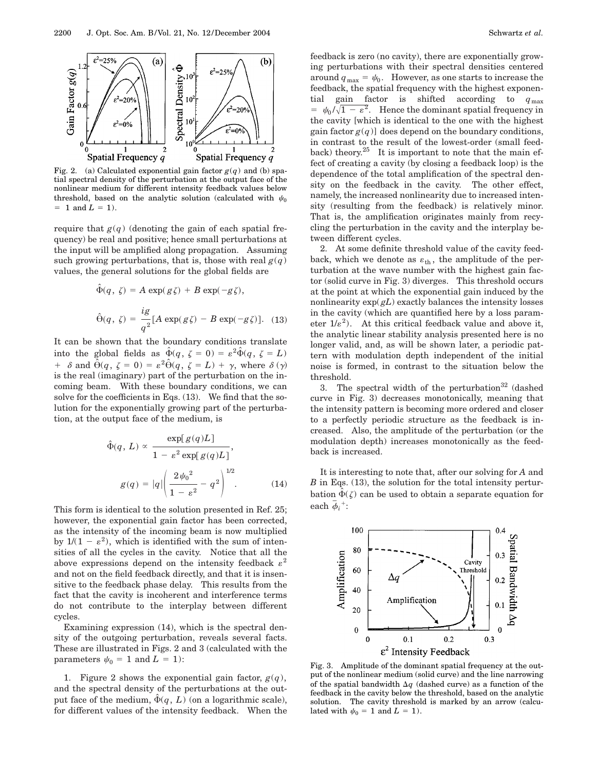Fig. 2. (a) Calculated exponential gain factor $g(q)$ and (b) spatial spectral density of the perturbation at the output face of the nonlinear medium for different intensity feedback values below threshold, based on the analytic solution (calculated with $\psi_0 = 1$ and $L = 1$).

require that $g(q)$ (denoting the gain of each spatial frequency) be real and positive; hence small perturbations at the input will be amplified along propagation. Assuming such growing perturbations, that is, those with real $g(q)$ values, the general solutions for the global fields are

$$\hat{\Phi}(q, \zeta) = A \exp(g\zeta) + B \exp(-g\zeta),$$

$$\hat{\Theta}(q, \zeta) = \frac{ig}{q^2}[A \exp(g\zeta) - B \exp(-g\zeta)]. \quad (13)$$

It can be shown that the boundary conditions translate into the global fields as $\hat{\Phi}(q, \zeta = 0) = \varepsilon^2 \hat{\Phi}(q, \zeta = L) + \delta$ and $\hat{\Theta}(q, \zeta = 0) = \varepsilon^2 \hat{\Theta}(q, \zeta = L) + \gamma$, where $\delta$ ($\gamma$) is the real (imaginary) part of the perturbation on the incoming beam. With these boundary conditions, we can solve for the coefficients in Eqs. (13). We find that the solution for the exponentially growing part of the perturbation, at the output face of the medium, is

$$\hat{\Phi}(q, L) \propto \frac{\exp[g(q)L]}{1 - \varepsilon^2 \exp[g(q)L]},$$

$$g(q) = |q| \left( \frac{2\psi_0{}^2}{1 - \varepsilon^2} - q^2 \right)^{1/2}. \quad (14)$$

This form is identical to the solution presented in Ref. 25; however, the exponential gain factor has been corrected, as the intensity of the incoming beam is now multiplied by $1/(1 - \varepsilon^2)$, which is identified with the sum of intensities of all the cycles in the cavity. Notice that all the above expressions depend on the intensity feedback $\varepsilon^2$ and not on the field feedback directly, and that it is insensitive to the feedback phase delay. This results from the fact that the cavity is incoherent and interference terms do not contribute to the interplay between different cycles.

Examining expression (14), which is the spectral density of the outgoing perturbation, reveals several facts. These are illustrated in Figs. 2 and 3 (calculated with the parameters $\psi_0 = 1$ and $L = 1$):

1. Figure 2 shows the exponential gain factor, $g(q)$, and the spectral density of the perturbations at the output face of the medium, $\hat{\Phi}(q, L)$ (on a logarithmic scale), for different values of the intensity feedback. When the feedback is zero (no cavity), there are exponentially growing perturbations with their spectral densities centered around $q_{\max} = \psi_0$. However, as one starts to increase the feedback, the spatial frequency with the highest exponential gain factor is shifted according to $q_{\max} = \psi_0/\sqrt{1 - \varepsilon^2}$. Hence the dominant spatial frequency in the cavity [which is identical to the one with the highest gain factor $g(q)$] does depend on the boundary conditions, in contrast to the result of the lowest-order (small feedback) theory.[25] It is important to note that the main effect of creating a cavity (by closing a feedback loop) is the dependence of the total amplification of the spectral density on the feedback in the cavity. The other effect, namely, the increased nonlinearity due to increased intensity (resulting from the feedback) is relatively minor. That is, the amplification originates mainly from recycling the perturbation in the cavity and the interplay between different cycles.

2. At some definite threshold value of the cavity feedback, which we denote as $\varepsilon_{\text{th}}$, the amplitude of the perturbation at the wave number with the highest gain factor (solid curve in Fig. 3) diverges. This threshold occurs at the point at which the exponential gain induced by the nonlinearity $\exp(gL)$ exactly balances the intensity losses in the cavity (which are quantified here by a loss parameter $1/\varepsilon^2$). At this critical feedback value and above it, the analytic linear stability analysis presented here is no longer valid, and, as will be shown later, a periodic pattern with modulation depth independent of the initial noise is formed, in contrast to the situation below the threshold.

3. The spectral width of the perturbation[32] (dashed curve in Fig. 3) decreases monotonically, meaning that the intensity pattern is becoming more ordered and closer to a perfectly periodic structure as the feedback is increased. Also, the amplitude of the perturbation (or the modulation depth) increases monotonically as the feedback is increased.

It is interesting to note that, after our solving for $A$ and $B$ in Eqs. (13), the solution for the total intensity perturbation $\hat{\Phi}(\zeta)$ can be used to obtain a separate equation for each $\bar{\phi}_i{}^{+}$:

Fig. 3. Amplitude of the dominant spatial frequency at the output of the nonlinear medium (solid curve) and the line narrowing of the spatial bandwidth $\Delta q$ (dashed curve) as a function of the feedback in the cavity below the threshold, based on the analytic solution. The cavity threshold is marked by an arrow (calculated with $\psi_0 = 1$ and $L = 1$).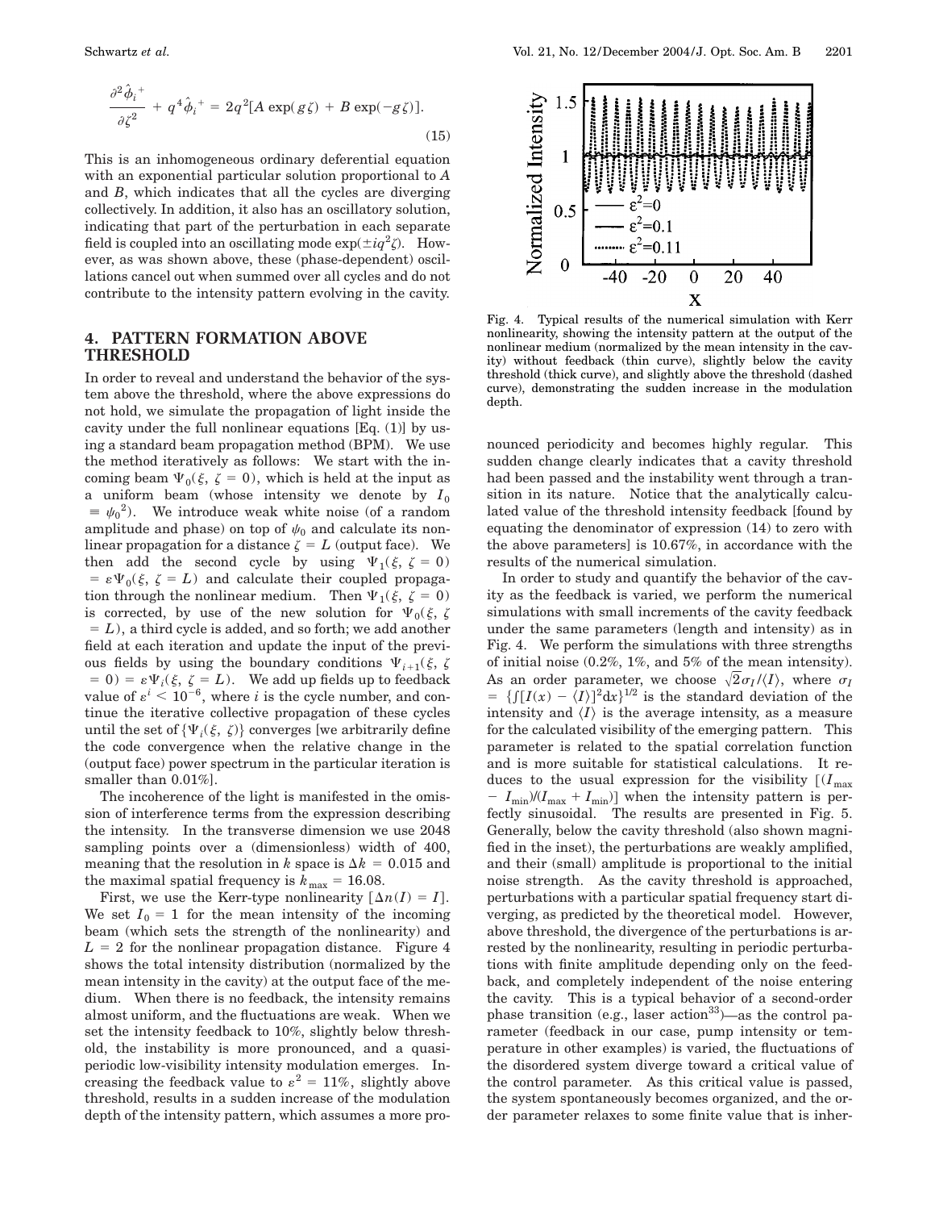$$\frac{\partial^2 \hat{\phi}_i^{\,+}}{\partial \zeta^2} + q^4 \hat{\phi}_i^{\,+} = 2q^2[A \exp(g\zeta) + B \exp(-g\zeta)]. \tag{15}$$

This is an inhomogeneous ordinary deferential equation with an exponential particular solution proportional to $A$ and $B$, which indicates that all the cycles are diverging collectively. In addition, it also has an oscillatory solution, indicating that part of the perturbation in each separate field is coupled into an oscillating mode $\exp(\pm iq^2\zeta)$. However, as was shown above, these (phase-dependent) oscillations cancel out when summed over all cycles and do not contribute to the intensity pattern evolving in the cavity.

## 4. PATTERN FORMATION ABOVE THRESHOLD

In order to reveal and understand the behavior of the system above the threshold, where the above expressions do not hold, we simulate the propagation of light inside the cavity under the full nonlinear equations [Eq. (1)] by using a standard beam propagation method (BPM). We use the method iteratively as follows: We start with the incoming beam $\Psi_0(\xi, \zeta = 0)$, which is held at the input as a uniform beam (whose intensity we denote by $I_0 \equiv \psi_0{}^2$). We introduce weak white noise (of a random amplitude and phase) on top of $\psi_0$ and calculate its nonlinear propagation for a distance $\zeta = L$ (output face). We then add the second cycle by using $\Psi_1(\xi, \zeta = 0) = \varepsilon \Psi_0(\xi, \zeta = L)$ and calculate their coupled propagation through the nonlinear medium. Then $\Psi_1(\xi, \zeta = 0)$ is corrected, by use of the new solution for $\Psi_0(\xi, \zeta = L)$, a third cycle is added, and so forth; we add another field at each iteration and update the input of the previous fields by using the boundary conditions $\Psi_{i+1}(\xi, \zeta = 0) = \varepsilon \Psi_i(\xi, \zeta = L)$. We add up fields up to feedback value of $\varepsilon^i < 10^{-6}$, where $i$ is the cycle number, and continue the iterative collective propagation of these cycles until the set of $\{\Psi_i(\xi, \zeta)\}$ converges [we arbitrarily define the code convergence when the relative change in the (output face) power spectrum in the particular iteration is smaller than 0.01%].

The incoherence of the light is manifested in the omission of interference terms from the expression describing the intensity. In the transverse dimension we use 2048 sampling points over a (dimensionless) width of 400, meaning that the resolution in $k$ space is $\Delta k = 0.015$ and the maximal spatial frequency is $k_{\max} = 16.08$.

First, we use the Kerr-type nonlinearity $[\Delta n(I) = I]$. We set $I_0 = 1$ for the mean intensity of the incoming beam (which sets the strength of the nonlinearity) and $L = 2$ for the nonlinear propagation distance. Figure 4 shows the total intensity distribution (normalized by the mean intensity in the cavity) at the output face of the medium. When there is no feedback, the intensity remains almost uniform, and the fluctuations are weak. When we set the intensity feedback to 10%, slightly below threshold, the instability is more pronounced, and a quasi-periodic low-visibility intensity modulation emerges. Increasing the feedback value to $\varepsilon^2 = 11\%$, slightly above threshold, results in a sudden increase of the modulation depth of the intensity pattern, which assumes a more pronounced periodicity and becomes highly regular. This sudden change clearly indicates that a cavity threshold had been passed and the instability went through a transition in its nature. Notice that the analytically calculated value of the threshold intensity feedback [found by equating the denominator of expression (14) to zero with the above parameters] is 10.67%, in accordance with the results of the numerical simulation.

Fig. 4. Typical results of the numerical simulation with Kerr nonlinearity, showing the intensity pattern at the output of the nonlinear medium (normalized by the mean intensity in the cavity) without feedback (thin curve), slightly below the cavity threshold (thick curve), and slightly above the threshold (dashed curve), demonstrating the sudden increase in the modulation depth.

In order to study and quantify the behavior of the cavity as the feedback is varied, we perform the numerical simulations with small increments of the cavity feedback under the same parameters (length and intensity) as in Fig. 4. We perform the simulations with three strengths of initial noise (0.2%, 1%, and 5% of the mean intensity). As an order parameter, we choose $\sqrt{2}\sigma_I/\langle I \rangle$, where $\sigma_I = \{\int [I(x) - \langle I \rangle]^2 \mathrm{d}x\}^{1/2}$ is the standard deviation of the intensity and $\langle I \rangle$ is the average intensity, as a measure for the calculated visibility of the emerging pattern. This parameter is related to the spatial correlation function and is more suitable for statistical calculations. It reduces to the usual expression for the visibility $[(I_{\max} - I_{\min})/(I_{\max} + I_{\min})]$ when the intensity pattern is perfectly sinusoidal. The results are presented in Fig. 5. Generally, below the cavity threshold (also shown magnified in the inset), the perturbations are weakly amplified, and their (small) amplitude is proportional to the initial noise strength. As the cavity threshold is approached, perturbations with a particular spatial frequency start diverging, as predicted by the theoretical model. However, above threshold, the divergence of the perturbations is arrested by the nonlinearity, resulting in periodic perturbations with finite amplitude depending only on the feedback, and completely independent of the noise entering the cavity. This is a typical behavior of a second-order phase transition (e.g., laser action[33])—as the control parameter (feedback in our case, pump intensity or temperature in other examples) is varied, the fluctuations of the disordered system diverge toward a critical value of the control parameter. As this critical value is passed, the system spontaneously becomes organized, and the order parameter relaxes to some finite value that is inher-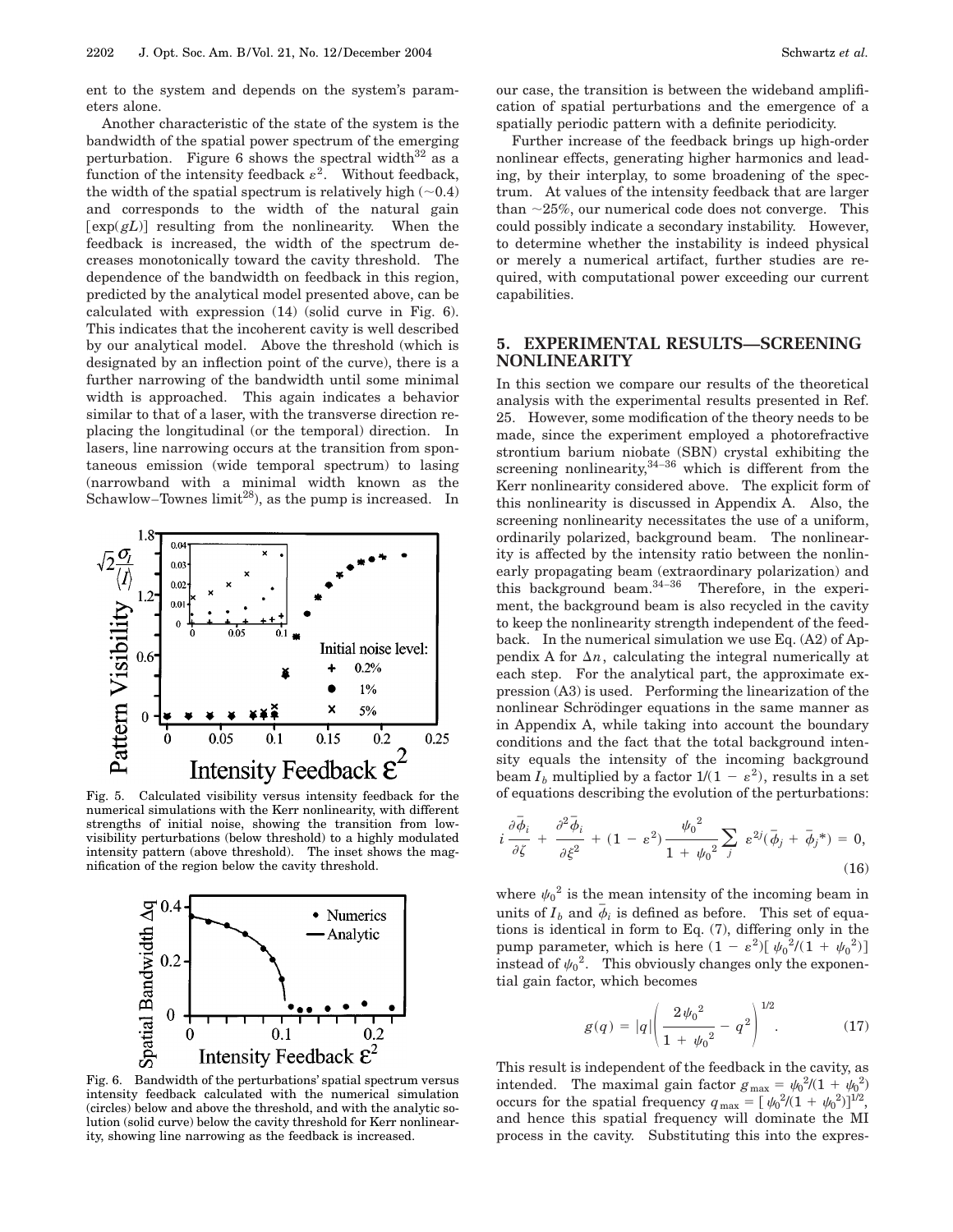ent to the system and depends on the system's parameters alone.

Another characteristic of the state of the system is the bandwidth of the spatial power spectrum of the emerging perturbation. Figure 6 shows the spectral width[32] as a function of the intensity feedback $\varepsilon^2$. Without feedback, the width of the spatial spectrum is relatively high ($\sim$0.4) and corresponds to the width of the natural gain $[\exp(gL)]$ resulting from the nonlinearity. When the feedback is increased, the width of the spectrum decreases monotonically toward the cavity threshold. The dependence of the bandwidth on feedback in this region, predicted by the analytical model presented above, can be calculated with expression (14) (solid curve in Fig. 6). This indicates that the incoherent cavity is well described by our analytical model. Above the threshold (which is designated by an inflection point of the curve), there is a further narrowing of the bandwidth until some minimal width is approached. This again indicates a behavior similar to that of a laser, with the transverse direction replacing the longitudinal (or the temporal) direction. In lasers, line narrowing occurs at the transition from spontaneous emission (wide temporal spectrum) to lasing (narrowband with a minimal width known as the Schawlow–Townes limit[28]), as the pump is increased. In our case, the transition is between the wideband amplification of spatial perturbations and the emergence of a spatially periodic pattern with a definite periodicity.

Fig. 5. Calculated visibility versus intensity feedback for the numerical simulations with the Kerr nonlinearity, with different strengths of initial noise, showing the transition from low-visibility perturbations (below threshold) to a highly modulated intensity pattern (above threshold). The inset shows the magnification of the region below the cavity threshold.

Fig. 6. Bandwidth of the perturbations' spatial spectrum versus intensity feedback calculated with the numerical simulation (circles) below and above the threshold, and with the analytic solution (solid curve) below the cavity threshold for Kerr nonlinearity, showing line narrowing as the feedback is increased.

Further increase of the feedback brings up high-order nonlinear effects, generating higher harmonics and leading, by their interplay, to some broadening of the spectrum. At values of the intensity feedback that are larger than $\sim$25%, our numerical code does not converge. This could possibly indicate a secondary instability. However, to determine whether the instability is indeed physical or merely a numerical artifact, further studies are required, with computational power exceeding our current capabilities.

## 5. EXPERIMENTAL RESULTS—SCREENING NONLINEARITY

In this section we compare our results of the theoretical analysis with the experimental results presented in Ref. 25. However, some modification of the theory needs to be made, since the experiment employed a photorefractive strontium barium niobate (SBN) crystal exhibiting the screening nonlinearity,[34–36] which is different from the Kerr nonlinearity considered above. The explicit form of this nonlinearity is discussed in Appendix A. Also, the screening nonlinearity necessitates the use of a uniform, ordinarily polarized, background beam. The nonlinearity is affected by the intensity ratio between the nonlinearly propagating beam (extraordinary polarization) and this background beam.[34–36] Therefore, in the experiment, the background beam is also recycled in the cavity to keep the nonlinearity strength independent of the feedback. In the numerical simulation we use Eq. (A2) of Appendix A for $\Delta n$, calculating the integral numerically at each step. For the analytical part, the approximate expression (A3) is used. Performing the linearization of the nonlinear Schrödinger equations in the same manner as in Appendix A, while taking into account the boundary conditions and the fact that the total background intensity equals the intensity of the incoming background beam $I_b$ multiplied by a factor $1/(1-\varepsilon^2)$, results in a set of equations describing the evolution of the perturbations:

$$i\frac{\partial \bar{\phi}_i}{\partial \zeta} + \frac{\partial^2 \bar{\phi}_i}{\partial \xi^2} + (1-\varepsilon^2)\frac{{\psi_0}^2}{1+{\psi_0}^2}\sum_j \varepsilon^{2j}(\bar{\phi}_j + \bar{\phi}_j{}^*) = 0, \tag{16}$$

where ${\psi_0}^2$ is the mean intensity of the incoming beam in units of $I_b$ and $\bar{\phi}_i$ is defined as before. This set of equations is identical in form to Eq. (7), differing only in the pump parameter, which is here $(1-\varepsilon^2)[{\psi_0}^2/(1+{\psi_0}^2)]$ instead of ${\psi_0}^2$. This obviously changes only the exponential gain factor, which becomes

$$g(q) = |q|\left(\frac{2{\psi_0}^2}{1+{\psi_0}^2} - q^2\right)^{1/2}. \tag{17}$$

This result is independent of the feedback in the cavity, as intended. The maximal gain factor $g_{\max} = {\psi_0}^2/(1+{\psi_0}^2)$ occurs for the spatial frequency $q_{\max} = [{\psi_0}^2/(1+{\psi_0}^2)]^{1/2}$, and hence this spatial frequency will dominate the MI process in the cavity. Substituting this into the expres-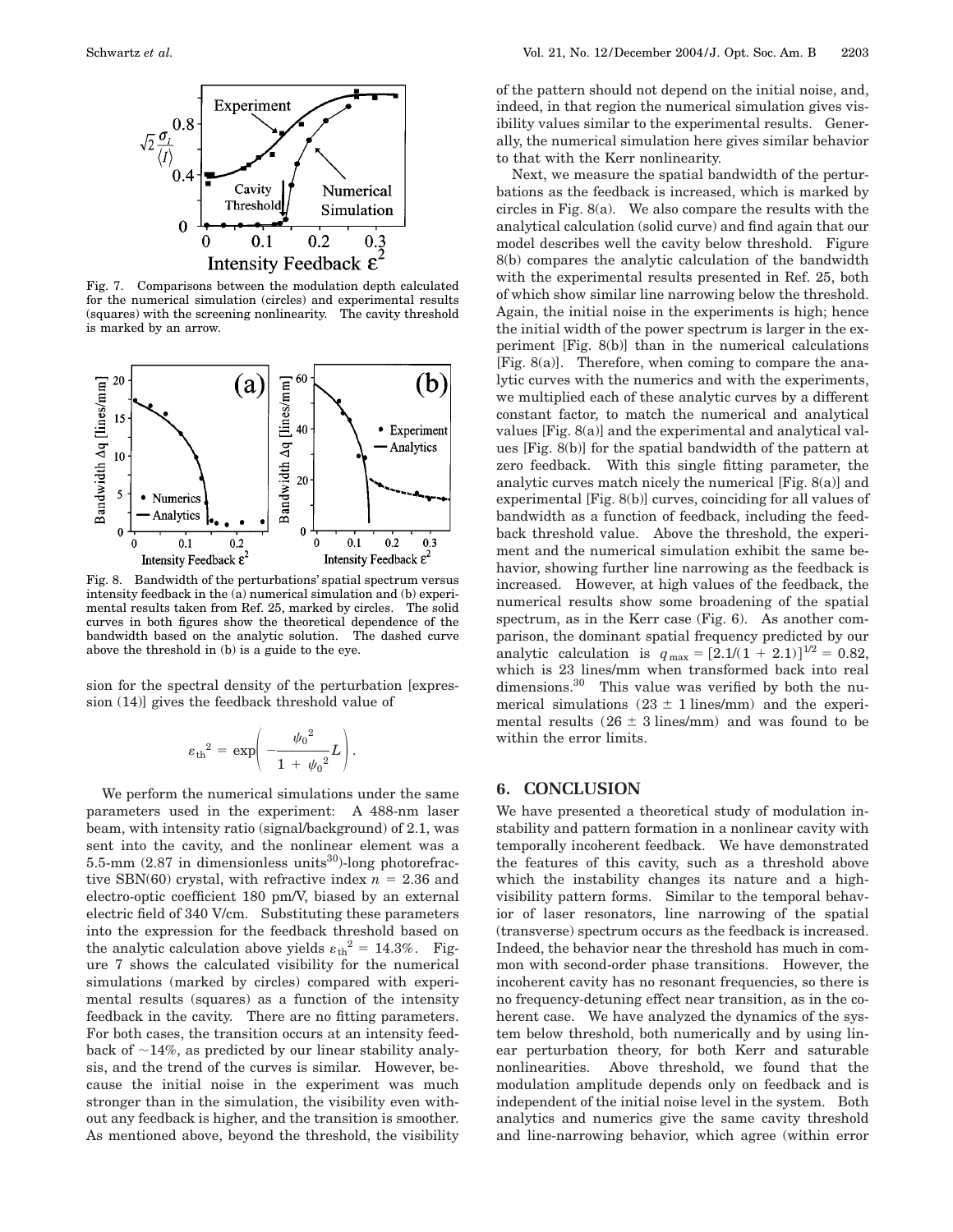Fig. 7. Comparisons between the modulation depth calculated for the numerical simulation (circles) and experimental results (squares) with the screening nonlinearity. The cavity threshold is marked by an arrow.

Fig. 8. Bandwidth of the perturbations' spatial spectrum versus intensity feedback in the (a) numerical simulation and (b) experimental results taken from Ref. 25, marked by circles. The solid curves in both figures show the theoretical dependence of the bandwidth based on the analytic solution. The dashed curve above the threshold in (b) is a guide to the eye.

sion for the spectral density of the perturbation [expression (14)] gives the feedback threshold value of

$$\varepsilon_{\text{th}}^2 = \exp\left(-\frac{\psi_0^2}{1+\psi_0^2}L\right).$$

We perform the numerical simulations under the same parameters used in the experiment: A 488-nm laser beam, with intensity ratio (signal/background) of 2.1, was sent into the cavity, and the nonlinear element was a 5.5-mm (2.87 in dimensionless units[30])-long photorefractive SBN(60) crystal, with refractive index $n = 2.36$ and electro-optic coefficient 180 pm/V, biased by an external electric field of 340 V/cm. Substituting these parameters into the expression for the feedback threshold based on the analytic calculation above yields $\varepsilon_{\text{th}}^2 = 14.3\%$. Figure 7 shows the calculated visibility for the numerical simulations (marked by circles) compared with experimental results (squares) as a function of the intensity feedback in the cavity. There are no fitting parameters. For both cases, the transition occurs at an intensity feedback of ~14%, as predicted by our linear stability analysis, and the trend of the curves is similar. However, because the initial noise in the experiment was much stronger than in the simulation, the visibility even without any feedback is higher, and the transition is smoother. As mentioned above, beyond the threshold, the visibility of the pattern should not depend on the initial noise, and, indeed, in that region the numerical simulation gives visibility values similar to the experimental results. Generally, the numerical simulation here gives similar behavior to that with the Kerr nonlinearity.

Next, we measure the spatial bandwidth of the perturbations as the feedback is increased, which is marked by circles in Fig. 8(a). We also compare the results with the analytical calculation (solid curve) and find again that our model describes well the cavity below threshold. Figure 8(b) compares the analytic calculation of the bandwidth with the experimental results presented in Ref. 25, both of which show similar line narrowing below the threshold. Again, the initial noise in the experiments is high; hence the initial width of the power spectrum is larger in the experiment [Fig. 8(b)] than in the numerical calculations [Fig. 8(a)]. Therefore, when coming to compare the analytic curves with the numerics and with the experiments, we multiplied each of these analytic curves by a different constant factor, to match the numerical and analytical values [Fig. 8(a)] and the experimental and analytical values [Fig. 8(b)] for the spatial bandwidth of the pattern at zero feedback. With this single fitting parameter, the analytic curves match nicely the numerical [Fig. 8(a)] and experimental [Fig. 8(b)] curves, coinciding for all values of bandwidth as a function of feedback, including the feedback threshold value. Above the threshold, the experiment and the numerical simulation exhibit the same behavior, showing further line narrowing as the feedback is increased. However, at high values of the feedback, the numerical results show some broadening of the spatial spectrum, as in the Kerr case (Fig. 6). As another comparison, the dominant spatial frequency predicted by our analytic calculation is $q_{\max} = [2.1/(1+2.1)]^{1/2} = 0.82$, which is 23 lines/mm when transformed back into real dimensions.[30] This value was verified by both the numerical simulations ($23 \pm 1$ lines/mm) and the experimental results ($26 \pm 3$ lines/mm) and was found to be within the error limits.

## 6. CONCLUSION

We have presented a theoretical study of modulation instability and pattern formation in a nonlinear cavity with temporally incoherent feedback. We have demonstrated the features of this cavity, such as a threshold above which the instability changes its nature and a high-visibility pattern forms. Similar to the temporal behavior of laser resonators, line narrowing of the spatial (transverse) spectrum occurs as the feedback is increased. Indeed, the behavior near the threshold has much in common with second-order phase transitions. However, the incoherent cavity has no resonant frequencies, so there is no frequency-detuning effect near transition, as in the coherent case. We have analyzed the dynamics of the system below threshold, both numerically and by using linear perturbation theory, for both Kerr and saturable nonlinearities. Above threshold, we found that the modulation amplitude depends only on feedback and is independent of the initial noise level in the system. Both analytics and numerics give the same cavity threshold and line-narrowing behavior, which agree (within error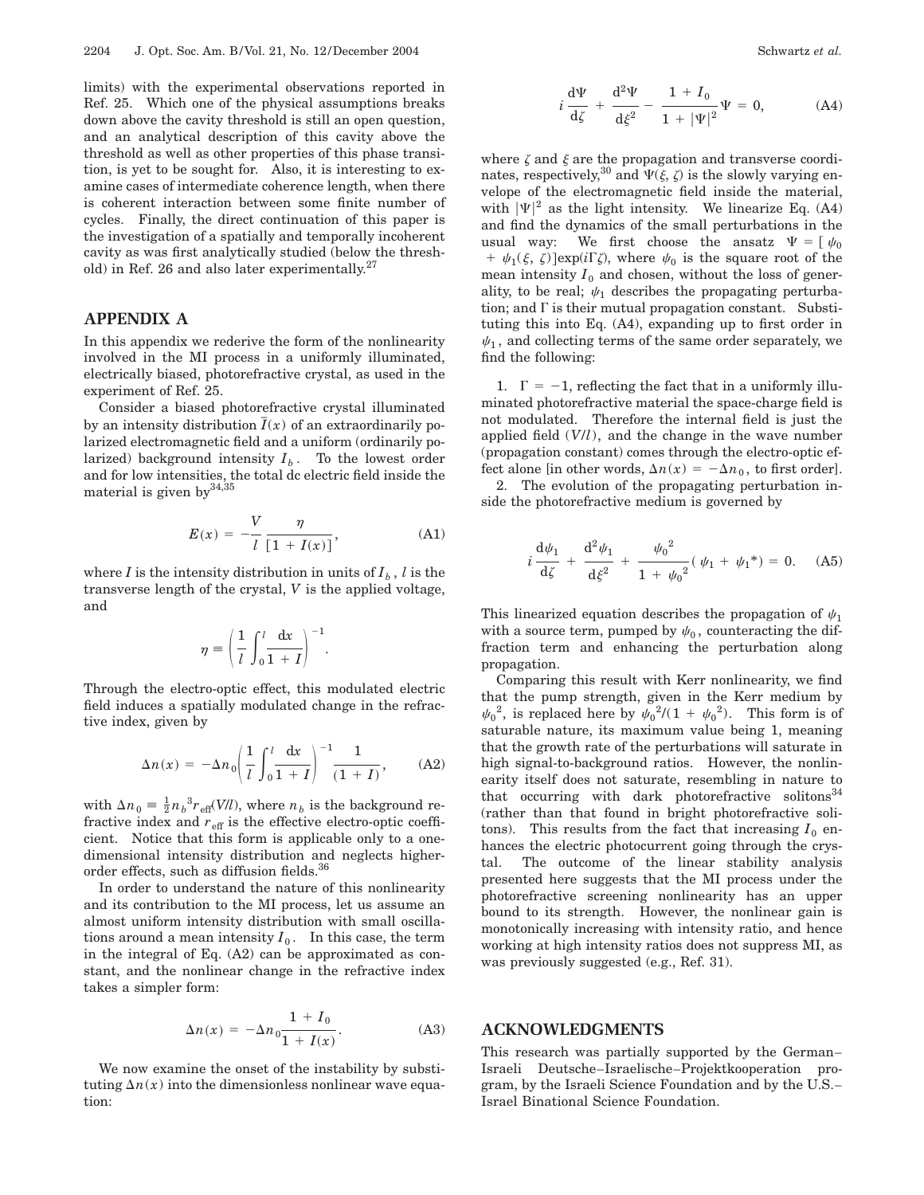limits) with the experimental observations reported in Ref. 25. Which one of the physical assumptions breaks down above the cavity threshold is still an open question, and an analytical description of this cavity above the threshold as well as other properties of this phase transition, is yet to be sought for. Also, it is interesting to examine cases of intermediate coherence length, when there is coherent interaction between some finite number of cycles. Finally, the direct continuation of this paper is the investigation of a spatially and temporally incoherent cavity as was first analytically studied (below the threshold) in Ref. 26 and also later experimentally.[27]

## APPENDIX A

In this appendix we rederive the form of the nonlinearity involved in the MI process in a uniformly illuminated, electrically biased, photorefractive crystal, as used in the experiment of Ref. 25.

Consider a biased photorefractive crystal illuminated by an intensity distribution $\bar{I}(x)$ of an extraordinarily polarized electromagnetic field and a uniform (ordinarily polarized) background intensity $I_b$. To the lowest order and for low intensities, the total dc electric field inside the material is given by[34,35]

$$E(x) = -\frac{V}{l}\frac{\eta}{[1 + I(x)]}, \tag{A1}$$

where $I$ is the intensity distribution in units of $I_b$, $l$ is the transverse length of the crystal, $V$ is the applied voltage, and

$$\eta \equiv \left(\frac{1}{l}\int_0^l \frac{\mathrm{d}x}{1 + I}\right)^{-1}.$$

Through the electro-optic effect, this modulated electric field induces a spatially modulated change in the refractive index, given by

$$\Delta n(x) = -\Delta n_0 \left(\frac{1}{l}\int_0^l \frac{\mathrm{d}x}{1 + I}\right)^{-1} \frac{1}{(1 + I)}, \tag{A2}$$

with $\Delta n_0 \equiv \frac{1}{2}{n_b}^3 r_{\text{eff}}(V/l)$, where $n_b$ is the background refractive index and $r_{\text{eff}}$ is the effective electro-optic coefficient. Notice that this form is applicable only to a one-dimensional intensity distribution and neglects higher-order effects, such as diffusion fields.[36]

In order to understand the nature of this nonlinearity and its contribution to the MI process, let us assume an almost uniform intensity distribution with small oscillations around a mean intensity $I_0$. In this case, the term in the integral of Eq. (A2) can be approximated as constant, and the nonlinear change in the refractive index takes a simpler form:

$$\Delta n(x) = -\Delta n_0 \frac{1 + I_0}{1 + I(x)}. \tag{A3}$$

We now examine the onset of the instability by substituting $\Delta n(x)$ into the dimensionless nonlinear wave equation:

$$i\frac{\mathrm{d}\Psi}{\mathrm{d}\zeta} + \frac{\mathrm{d}^2\Psi}{\mathrm{d}\xi^2} - \frac{1 + I_0}{1 + |\Psi|^2}\Psi = 0, \tag{A4}$$

where $\zeta$ and $\xi$ are the propagation and transverse coordinates, respectively,[30] and $\Psi(\xi, \zeta)$ is the slowly varying envelope of the electromagnetic field inside the material, with $|\Psi|^2$ as the light intensity. We linearize Eq. (A4) and find the dynamics of the small perturbations in the usual way: We first choose the ansatz $\Psi = [\psi_0 + \psi_1(\xi, \zeta)]\exp(i\Gamma\zeta)$, where $\psi_0$ is the square root of the mean intensity $I_0$ and chosen, without the loss of generality, to be real; $\psi_1$ describes the propagating perturbation; and $\Gamma$ is their mutual propagation constant. Substituting this into Eq. (A4), expanding up to first order in $\psi_1$, and collecting terms of the same order separately, we find the following:

1. $\Gamma = -1$, reflecting the fact that in a uniformly illuminated photorefractive material the space-charge field is not modulated. Therefore the internal field is just the applied field $(V/l)$, and the change in the wave number (propagation constant) comes through the electro-optic effect alone [in other words, $\Delta n(x) = -\Delta n_0$, to first order].
2. The evolution of the propagating perturbation inside the photorefractive medium is governed by

$$i\frac{\mathrm{d}\psi_1}{\mathrm{d}\zeta} + \frac{\mathrm{d}^2\psi_1}{\mathrm{d}\xi^2} + \frac{{\psi_0}^2}{1 + {\psi_0}^2}(\psi_1 + {\psi_1}^*) = 0. \tag{A5}$$

This linearized equation describes the propagation of $\psi_1$ with a source term, pumped by $\psi_0$, counteracting the diffraction term and enhancing the perturbation along propagation.

Comparing this result with Kerr nonlinearity, we find that the pump strength, given in the Kerr medium by ${\psi_0}^2$, is replaced here by ${\psi_0}^2/(1 + {\psi_0}^2)$. This form is of saturable nature, its maximum value being 1, meaning that the growth rate of the perturbations will saturate in high signal-to-background ratios. However, the nonlinearity itself does not saturate, resembling in nature to that occurring with dark photorefractive solitons[34] (rather than that found in bright photorefractive solitons). This results from the fact that increasing $I_0$ enhances the electric photocurrent going through the crystal. The outcome of the linear stability analysis presented here suggests that the MI process under the photorefractive screening nonlinearity has an upper bound to its strength. However, the nonlinear gain is monotonically increasing with intensity ratio, and hence working at high intensity ratios does not suppress MI, as was previously suggested (e.g., Ref. 31).

## ACKNOWLEDGMENTS

This research was partially supported by the German–Israeli Deutsche–Israelische–Projektkooperation program, by the Israeli Science Foundation and by the U.S.–Israel Binational Science Foundation.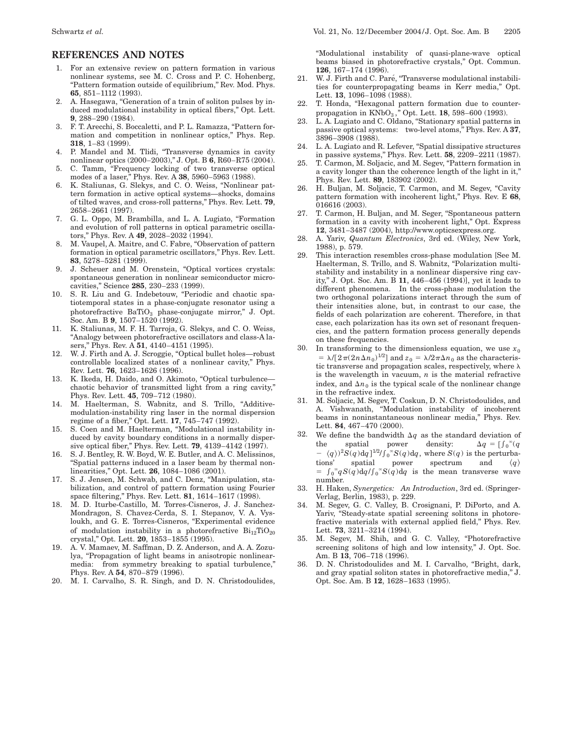## REFERENCES AND NOTES

1. For an extensive review on pattern formation in various nonlinear systems, see M. C. Cross and P. C. Hohenberg, "Pattern formation outside of equilibrium," Rev. Mod. Phys. **65**, 851–1112 (1993).
2. A. Hasegawa, "Generation of a train of soliton pulses by induced modulational instability in optical fibers," Opt. Lett. **9**, 288–290 (1984).
3. F. T. Arecchi, S. Boccaletti, and P. L. Ramazza, "Pattern formation and competition in nonlinear optics," Phys. Rep. **318**, 1–83 (1999).
4. P. Mandel and M. Tlidi, "Transverse dynamics in cavity nonlinear optics (2000–2003)," J. Opt. B **6**, R60–R75 (2004).
5. C. Tamm, "Frequency locking of two transverse optical modes of a laser," Phys. Rev. A **38**, 5960–5963 (1988).
6. K. Staliunas, G. Slekys, and C. O. Weiss, "Nonlinear pattern formation in active optical systems—shocks, domains of tilted waves, and cross-roll patterns," Phys. Rev. Lett. **79**, 2658–2661 (1997).
7. G. L. Oppo, M. Brambilla, and L. A. Lugiato, "Formation and evolution of roll patterns in optical parametric oscillators," Phys. Rev. A **49**, 2028–2032 (1994).
8. M. Vaupel, A. Maitre, and C. Fabre, "Observation of pattern formation in optical parametric oscillators," Phys. Rev. Lett. **83**, 5278–5281 (1999).
9. J. Scheuer and M. Orenstein, "Optical vortices crystals: spontaneous generation in nonlinear semiconductor microcavities," Science **285**, 230–233 (1999).
10. S. R. Liu and G. Indebetouw, "Periodic and chaotic spatiotemporal states in a phase-conjugate resonator using a photorefractive $BaTiO_3$ phase-conjugate mirror," J. Opt. Soc. Am. B **9**, 1507–1520 (1992).
11. K. Staliunas, M. F. H. Tarroja, G. Slekys, and C. O. Weiss, "Analogy between photorefractive oscillators and class-A lasers," Phys. Rev. A **51**, 4140–4151 (1995).
12. W. J. Firth and A. J. Scroggie, "Optical bullet holes—robust controllable localized states of a nonlinear cavity," Phys. Rev. Lett. **76**, 1623–1626 (1996).
13. K. Ikeda, H. Daido, and O. Akimoto, "Optical turbulence—chaotic behavior of transmitted light from a ring cavity," Phys. Rev. Lett. **45**, 709–712 (1980).
14. M. Haelterman, S. Wabnitz, and S. Trillo, "Additive-modulation-instability ring laser in the normal dispersion regime of a fiber," Opt. Lett. **17**, 745–747 (1992).
15. S. Coen and M. Haelterman, "Modulational instability induced by cavity boundary conditions in a normally dispersive optical fiber," Phys. Rev. Lett. **79**, 4139–4142 (1997).
16. S. J. Bentley, R. W. Boyd, W. E. Butler, and A. C. Melissinos, "Spatial patterns induced in a laser beam by thermal nonlinearities," Opt. Lett. **26**, 1084–1086 (2001).
17. S. J. Jensen, M. Schwab, and C. Denz, "Manipulation, stabilization, and control of pattern formation using Fourier space filtering," Phys. Rev. Lett. **81**, 1614–1617 (1998).
18. M. D. Iturbe-Castillo, M. Torres-Cisneros, J. J. Sanchez-Mondragon, S. Chavez-Cerda, S. I. Stepanov, V. A. Vysloukh, and G. E. Torres-Cisneros, "Experimental evidence of modulation instability in a photorefractive $Bi_{12}TiO_{20}$ crystal," Opt. Lett. **20**, 1853–1855 (1995).
19. A. V. Mamaev, M. Saffman, D. Z. Anderson, and A. A. Zozulya, "Propagation of light beams in anisotropic nonlinear media: from symmetry breaking to spatial turbulence," Phys. Rev. A **54**, 870–879 (1996).
20. M. I. Carvalho, S. R. Singh, and D. N. Christodoulides, "Modulational instability of quasi-plane-wave optical beams biased in photorefractive crystals," Opt. Commun. **126**, 167–174 (1996).
21. W. J. Firth and C. Paré, "Transverse modulational instabilities for counterpropagating beams in Kerr media," Opt. Lett. **13**, 1096–1098 (1988).
22. T. Honda, "Hexagonal pattern formation due to counterpropagation in $KNbO_3$," Opt. Lett. **18**, 598–600 (1993).
23. L. A. Lugiato and C. Oldano, "Stationary spatial patterns in passive optical systems: two-level atoms," Phys. Rev. A **37**, 3896–3908 (1988).
24. L. A. Lugiato and R. Lefever, "Spatial dissipative structures in passive systems," Phys. Rev. Lett. **58**, 2209–2211 (1987).
25. T. Carmon, M. Soljacic, and M. Segev, "Pattern formation in a cavity longer than the coherence length of the light in it," Phys. Rev. Lett. **89**, 183902 (2002).
26. H. Buljan, M. Soljacic, T. Carmon, and M. Segev, "Cavity pattern formation with incoherent light," Phys. Rev. E **68**, 016616 (2003).
27. T. Carmon, H. Buljan, and M. Seger, "Spontaneous pattern formation in a cavity with incoherent light," Opt. Express **12**, 3481–3487 (2004), http://www.opticsexpress.org.
28. A. Yariv, *Quantum Electronics*, 3rd ed. (Wiley, New York, 1988), p. 579.
29. This interaction resembles cross-phase modulation [See M. Haelterman, S. Trillo, and S. Wabnitz, "Polarization multistability and instability in a nonlinear dispersive ring cavity," J. Opt. Soc. Am. B **11**, 446–456 (1994)], yet it leads to different phenomena. In the cross-phase modulation the two orthogonal polarizations interact through the sum of their intensities alone, but, in contrast to our case, the fields of each polarization are coherent. Therefore, in that case, each polarization has its own set of resonant frequencies, and the pattern formation process generally depends on these frequencies.
30. In transforming to the dimensionless equation, we use $x_0 = \lambda/[2\pi(2n\Delta n_0)^{1/2}]$ and $z_0 = \lambda/2\pi\Delta n_0$ as the characteristic transverse and propagation scales, respectively, where $\lambda$ is the wavelength in vacuum, $n$ is the material refractive index, and $\Delta n_0$ is the typical scale of the nonlinear change in the refractive index.
31. M. Soljacic, M. Segev, T. Coskun, D. N. Christodoulides, and A. Vishwanath, "Modulation instability of incoherent beams in noninstantaneous nonlinear media," Phys. Rev. Lett. **84**, 467–470 (2000).
32. We define the bandwidth $\Delta q$ as the standard deviation of the spatial power density: $\Delta q = [\int_0^\infty (q - \langle q \rangle)^2 S(q) \mathrm{d}q]^{1/2} / \int_0^\infty S(q) \mathrm{d}q$, where $S(q)$ is the perturbations' spatial power spectrum and $\langle q \rangle = \int_0^\infty q S(q) \mathrm{d}q / \int_0^\infty S(q) \mathrm{d}q$ is the mean transverse wave number.
33. H. Haken, *Synergetics: An Introduction*, 3rd ed. (Springer-Verlag, Berlin, 1983), p. 229.
34. M. Segev, G. C. Valley, B. Crosignani, P. DiPorto, and A. Yariv, "Steady-state spatial screening solitons in photorefractive materials with external applied field," Phys. Rev. Lett. **73**, 3211–3214 (1994).
35. M. Segev, M. Shih, and G. C. Valley, "Photorefractive screening solitons of high and low intensity," J. Opt. Soc. Am. B **13**, 706–718 (1996).
36. D. N. Christodoulides and M. I. Carvalho, "Bright, dark, and gray spatial soliton states in photorefractive media," J. Opt. Soc. Am. B **12**, 1628–1633 (1995).